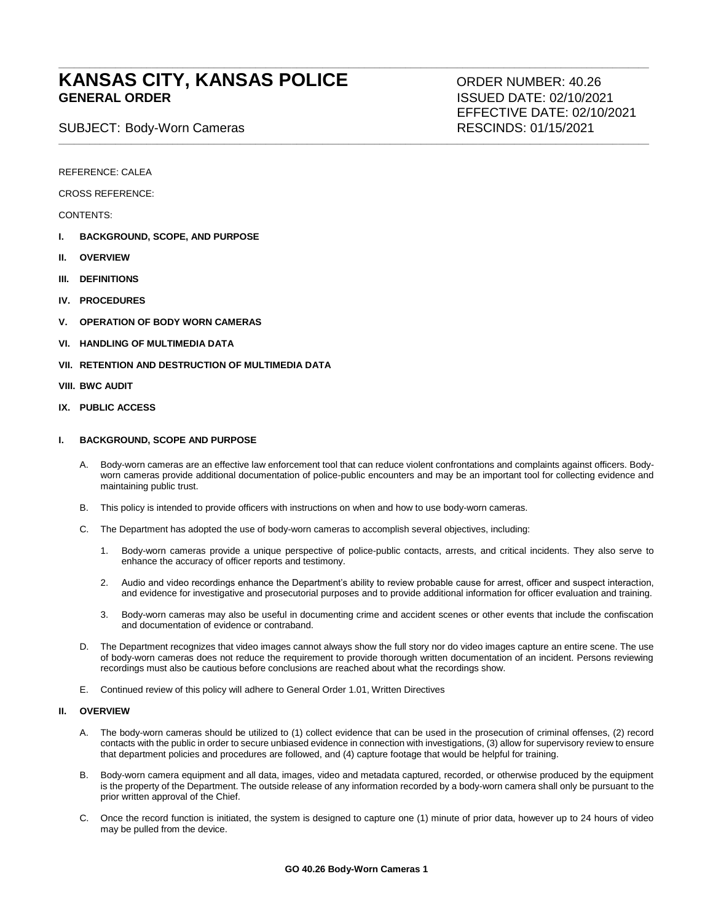# KANSAS CITY, KANSAS POLICE
**GENERAL ORDER**

ORDER NUMBER: 40.26
ISSUED DATE: 02/10/2021
EFFECTIVE DATE: 02/10/2021
RESCINDS: 01/15/2021

SUBJECT: Body-Worn Cameras

REFERENCE: CALEA

CROSS REFERENCE:

CONTENTS:

- **I. BACKGROUND, SCOPE, AND PURPOSE**
- **II. OVERVIEW**
- **III. DEFINITIONS**
- **IV. PROCEDURES**
- **V. OPERATION OF BODY WORN CAMERAS**
- **VI. HANDLING OF MULTIMEDIA DATA**
- **VII. RETENTION AND DESTRUCTION OF MULTIMEDIA DATA**
- **VIII. BWC AUDIT**
- **IX. PUBLIC ACCESS**

## I. BACKGROUND, SCOPE AND PURPOSE

A. Body-worn cameras are an effective law enforcement tool that can reduce violent confrontations and complaints against officers. Body-worn cameras provide additional documentation of police-public encounters and may be an important tool for collecting evidence and maintaining public trust.

B. This policy is intended to provide officers with instructions on when and how to use body-worn cameras.

C. The Department has adopted the use of body-worn cameras to accomplish several objectives, including:

1. Body-worn cameras provide a unique perspective of police-public contacts, arrests, and critical incidents. They also serve to enhance the accuracy of officer reports and testimony.

2. Audio and video recordings enhance the Department's ability to review probable cause for arrest, officer and suspect interaction, and evidence for investigative and prosecutorial purposes and to provide additional information for officer evaluation and training.

3. Body-worn cameras may also be useful in documenting crime and accident scenes or other events that include the confiscation and documentation of evidence or contraband.

D. The Department recognizes that video images cannot always show the full story nor do video images capture an entire scene. The use of body-worn cameras does not reduce the requirement to provide thorough written documentation of an incident. Persons reviewing recordings must also be cautious before conclusions are reached about what the recordings show.

E. Continued review of this policy will adhere to General Order 1.01, Written Directives

## II. OVERVIEW

A. The body-worn cameras should be utilized to (1) collect evidence that can be used in the prosecution of criminal offenses, (2) record contacts with the public in order to secure unbiased evidence in connection with investigations, (3) allow for supervisory review to ensure that department policies and procedures are followed, and (4) capture footage that would be helpful for training.

B. Body-worn camera equipment and all data, images, video and metadata captured, recorded, or otherwise produced by the equipment is the property of the Department. The outside release of any information recorded by a body-worn camera shall only be pursuant to the prior written approval of the Chief.

C. Once the record function is initiated, the system is designed to capture one (1) minute of prior data, however up to 24 hours of video may be pulled from the device.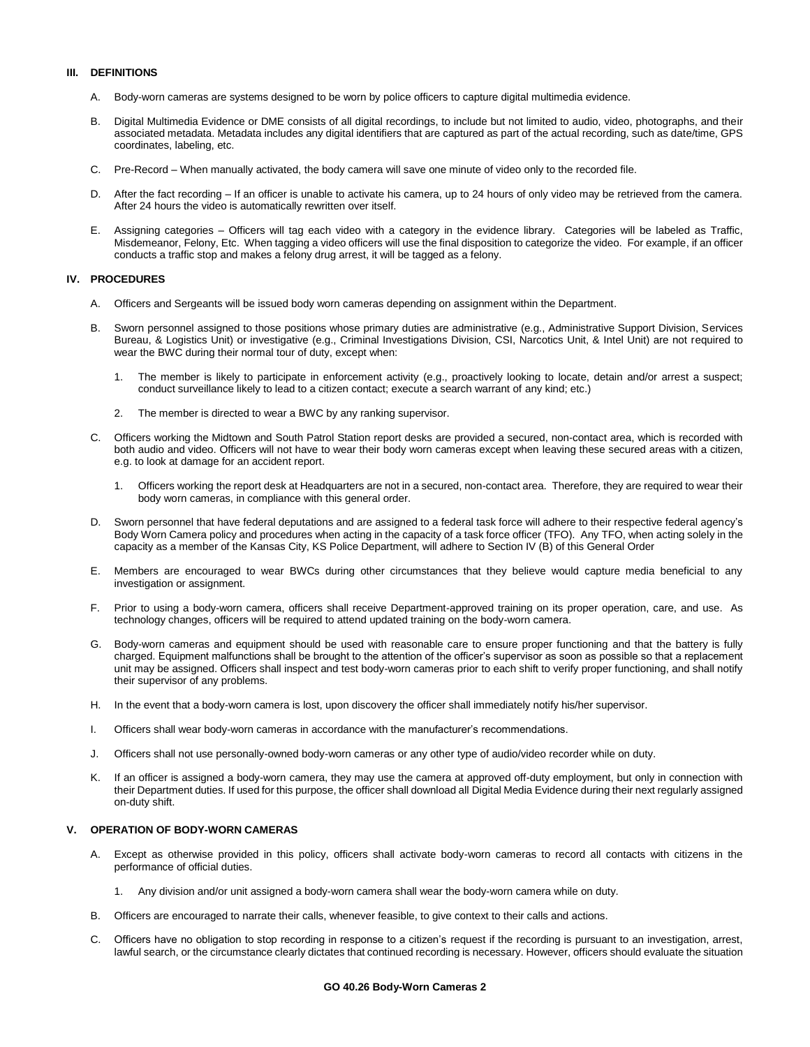## III. DEFINITIONS

A. Body-worn cameras are systems designed to be worn by police officers to capture digital multimedia evidence.

B. Digital Multimedia Evidence or DME consists of all digital recordings, to include but not limited to audio, video, photographs, and their associated metadata. Metadata includes any digital identifiers that are captured as part of the actual recording, such as date/time, GPS coordinates, labeling, etc.

C. Pre-Record – When manually activated, the body camera will save one minute of video only to the recorded file.

D. After the fact recording – If an officer is unable to activate his camera, up to 24 hours of only video may be retrieved from the camera. After 24 hours the video is automatically rewritten over itself.

E. Assigning categories – Officers will tag each video with a category in the evidence library. Categories will be labeled as Traffic, Misdemeanor, Felony, Etc. When tagging a video officers will use the final disposition to categorize the video. For example, if an officer conducts a traffic stop and makes a felony drug arrest, it will be tagged as a felony.

## IV. PROCEDURES

A. Officers and Sergeants will be issued body worn cameras depending on assignment within the Department.

B. Sworn personnel assigned to those positions whose primary duties are administrative (e.g., Administrative Support Division, Services Bureau, & Logistics Unit) or investigative (e.g., Criminal Investigations Division, CSI, Narcotics Unit, & Intel Unit) are not required to wear the BWC during their normal tour of duty, except when:

   1. The member is likely to participate in enforcement activity (e.g., proactively looking to locate, detain and/or arrest a suspect; conduct surveillance likely to lead to a citizen contact; execute a search warrant of any kind; etc.)

   2. The member is directed to wear a BWC by any ranking supervisor.

C. Officers working the Midtown and South Patrol Station report desks are provided a secured, non-contact area, which is recorded with both audio and video. Officers will not have to wear their body worn cameras except when leaving these secured areas with a citizen, e.g. to look at damage for an accident report.

   1. Officers working the report desk at Headquarters are not in a secured, non-contact area. Therefore, they are required to wear their body worn cameras, in compliance with this general order.

D. Sworn personnel that have federal deputations and are assigned to a federal task force will adhere to their respective federal agency's Body Worn Camera policy and procedures when acting in the capacity of a task force officer (TFO). Any TFO, when acting solely in the capacity as a member of the Kansas City, KS Police Department, will adhere to Section IV (B) of this General Order

E. Members are encouraged to wear BWCs during other circumstances that they believe would capture media beneficial to any investigation or assignment.

F. Prior to using a body-worn camera, officers shall receive Department-approved training on its proper operation, care, and use. As technology changes, officers will be required to attend updated training on the body-worn camera.

G. Body-worn cameras and equipment should be used with reasonable care to ensure proper functioning and that the battery is fully charged. Equipment malfunctions shall be brought to the attention of the officer's supervisor as soon as possible so that a replacement unit may be assigned. Officers shall inspect and test body-worn cameras prior to each shift to verify proper functioning, and shall notify their supervisor of any problems.

H. In the event that a body-worn camera is lost, upon discovery the officer shall immediately notify his/her supervisor.

I. Officers shall wear body-worn cameras in accordance with the manufacturer's recommendations.

J. Officers shall not use personally-owned body-worn cameras or any other type of audio/video recorder while on duty.

K. If an officer is assigned a body-worn camera, they may use the camera at approved off-duty employment, but only in connection with their Department duties. If used for this purpose, the officer shall download all Digital Media Evidence during their next regularly assigned on-duty shift.

## V. OPERATION OF BODY-WORN CAMERAS

A. Except as otherwise provided in this policy, officers shall activate body-worn cameras to record all contacts with citizens in the performance of official duties.

   1. Any division and/or unit assigned a body-worn camera shall wear the body-worn camera while on duty.

B. Officers are encouraged to narrate their calls, whenever feasible, to give context to their calls and actions.

C. Officers have no obligation to stop recording in response to a citizen's request if the recording is pursuant to an investigation, arrest, lawful search, or the circumstance clearly dictates that continued recording is necessary. However, officers should evaluate the situation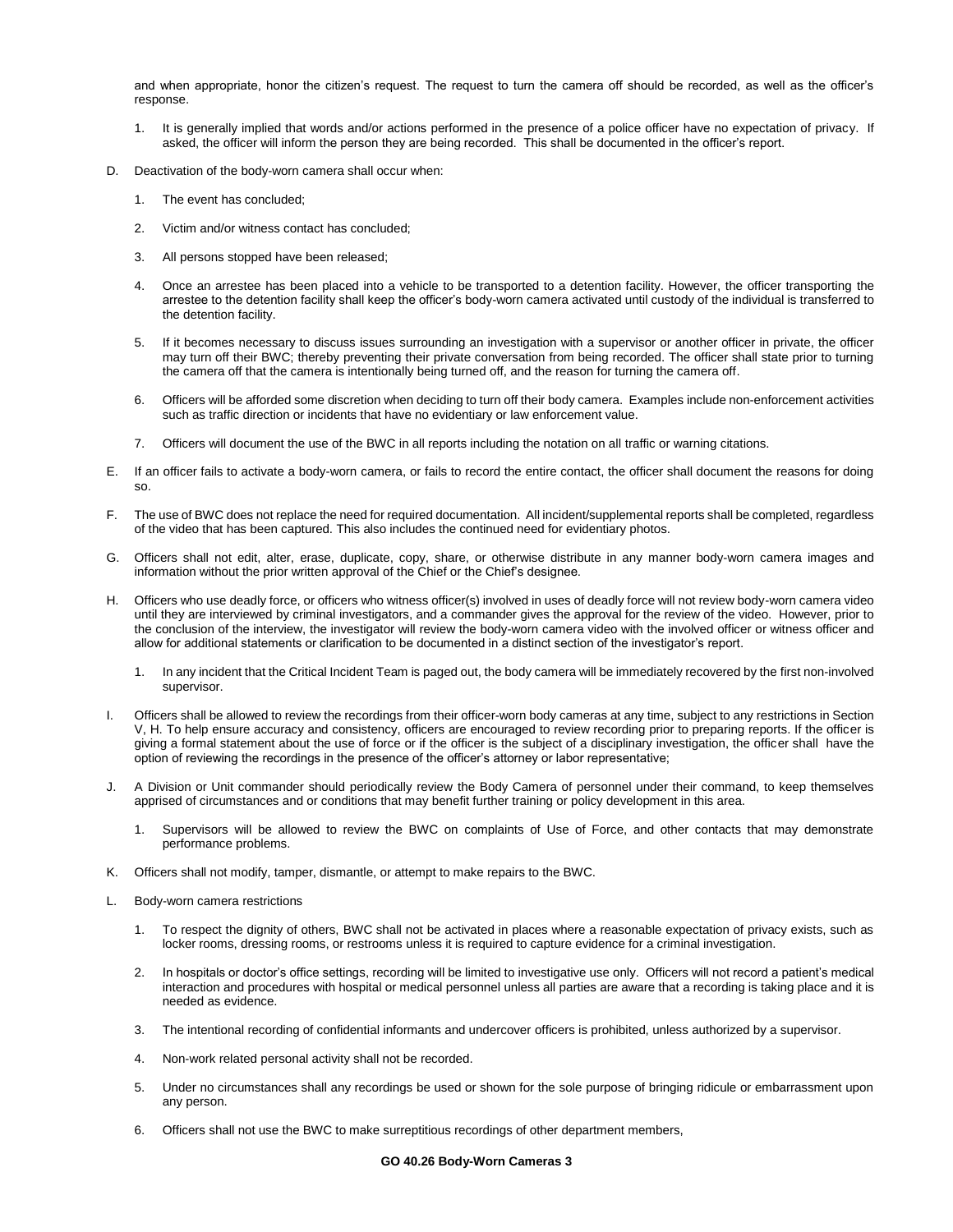and when appropriate, honor the citizen's request. The request to turn the camera off should be recorded, as well as the officer's response.

1. It is generally implied that words and/or actions performed in the presence of a police officer have no expectation of privacy. If asked, the officer will inform the person they are being recorded. This shall be documented in the officer's report.

D. Deactivation of the body-worn camera shall occur when:

   1. The event has concluded;

   2. Victim and/or witness contact has concluded;

   3. All persons stopped have been released;

   4. Once an arrestee has been placed into a vehicle to be transported to a detention facility. However, the officer transporting the arrestee to the detention facility shall keep the officer's body-worn camera activated until custody of the individual is transferred to the detention facility.

   5. If it becomes necessary to discuss issues surrounding an investigation with a supervisor or another officer in private, the officer may turn off their BWC; thereby preventing their private conversation from being recorded. The officer shall state prior to turning the camera off that the camera is intentionally being turned off, and the reason for turning the camera off.

   6. Officers will be afforded some discretion when deciding to turn off their body camera. Examples include non-enforcement activities such as traffic direction or incidents that have no evidentiary or law enforcement value.

   7. Officers will document the use of the BWC in all reports including the notation on all traffic or warning citations.

E. If an officer fails to activate a body-worn camera, or fails to record the entire contact, the officer shall document the reasons for doing so.

F. The use of BWC does not replace the need for required documentation. All incident/supplemental reports shall be completed, regardless of the video that has been captured. This also includes the continued need for evidentiary photos.

G. Officers shall not edit, alter, erase, duplicate, copy, share, or otherwise distribute in any manner body-worn camera images and information without the prior written approval of the Chief or the Chief's designee.

H. Officers who use deadly force, or officers who witness officer(s) involved in uses of deadly force will not review body-worn camera video until they are interviewed by criminal investigators, and a commander gives the approval for the review of the video. However, prior to the conclusion of the interview, the investigator will review the body-worn camera video with the involved officer or witness officer and allow for additional statements or clarification to be documented in a distinct section of the investigator's report.

   1. In any incident that the Critical Incident Team is paged out, the body camera will be immediately recovered by the first non-involved supervisor.

I. Officers shall be allowed to review the recordings from their officer-worn body cameras at any time, subject to any restrictions in Section V, H. To help ensure accuracy and consistency, officers are encouraged to review recording prior to preparing reports. If the officer is giving a formal statement about the use of force or if the officer is the subject of a disciplinary investigation, the officer shall have the option of reviewing the recordings in the presence of the officer's attorney or labor representative;

J. A Division or Unit commander should periodically review the Body Camera of personnel under their command, to keep themselves apprised of circumstances and or conditions that may benefit further training or policy development in this area.

   1. Supervisors will be allowed to review the BWC on complaints of Use of Force, and other contacts that may demonstrate performance problems.

K. Officers shall not modify, tamper, dismantle, or attempt to make repairs to the BWC.

L. Body-worn camera restrictions

   1. To respect the dignity of others, BWC shall not be activated in places where a reasonable expectation of privacy exists, such as locker rooms, dressing rooms, or restrooms unless it is required to capture evidence for a criminal investigation.

   2. In hospitals or doctor's office settings, recording will be limited to investigative use only. Officers will not record a patient's medical interaction and procedures with hospital or medical personnel unless all parties are aware that a recording is taking place and it is needed as evidence.

   3. The intentional recording of confidential informants and undercover officers is prohibited, unless authorized by a supervisor.

   4. Non-work related personal activity shall not be recorded.

   5. Under no circumstances shall any recordings be used or shown for the sole purpose of bringing ridicule or embarrassment upon any person.

   6. Officers shall not use the BWC to make surreptitious recordings of other department members,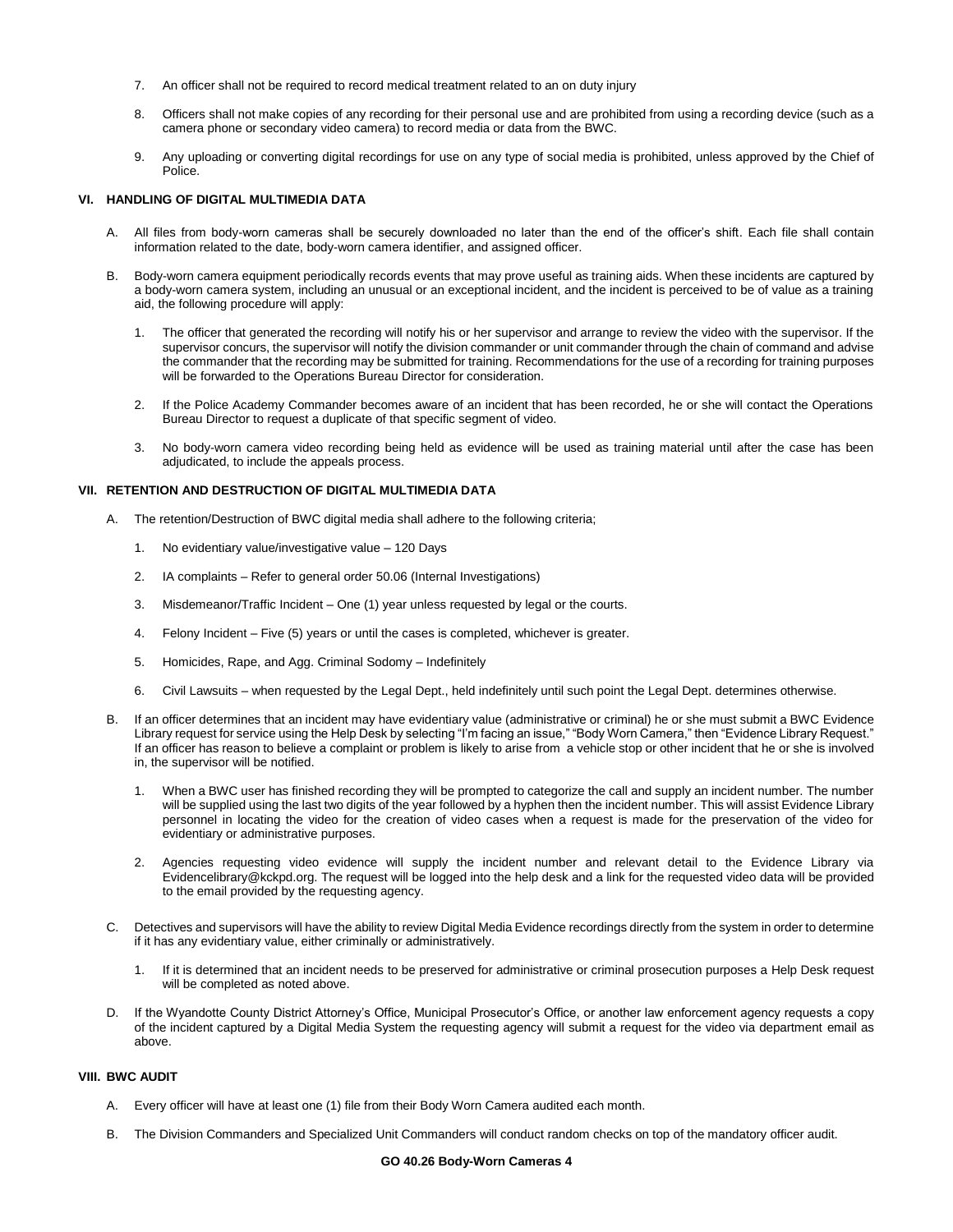7. An officer shall not be required to record medical treatment related to an on duty injury

8. Officers shall not make copies of any recording for their personal use and are prohibited from using a recording device (such as a camera phone or secondary video camera) to record media or data from the BWC.

9. Any uploading or converting digital recordings for use on any type of social media is prohibited, unless approved by the Chief of Police.

### VI. HANDLING OF DIGITAL MULTIMEDIA DATA

A. All files from body-worn cameras shall be securely downloaded no later than the end of the officer's shift. Each file shall contain information related to the date, body-worn camera identifier, and assigned officer.

B. Body-worn camera equipment periodically records events that may prove useful as training aids. When these incidents are captured by a body-worn camera system, including an unusual or an exceptional incident, and the incident is perceived to be of value as a training aid, the following procedure will apply:

   1. The officer that generated the recording will notify his or her supervisor and arrange to review the video with the supervisor. If the supervisor concurs, the supervisor will notify the division commander or unit commander through the chain of command and advise the commander that the recording may be submitted for training. Recommendations for the use of a recording for training purposes will be forwarded to the Operations Bureau Director for consideration.

   2. If the Police Academy Commander becomes aware of an incident that has been recorded, he or she will contact the Operations Bureau Director to request a duplicate of that specific segment of video.

   3. No body-worn camera video recording being held as evidence will be used as training material until after the case has been adjudicated, to include the appeals process.

### VII. RETENTION AND DESTRUCTION OF DIGITAL MULTIMEDIA DATA

A. The retention/Destruction of BWC digital media shall adhere to the following criteria;

   1. No evidentiary value/investigative value – 120 Days

   2. IA complaints – Refer to general order 50.06 (Internal Investigations)

   3. Misdemeanor/Traffic Incident – One (1) year unless requested by legal or the courts.

   4. Felony Incident – Five (5) years or until the cases is completed, whichever is greater.

   5. Homicides, Rape, and Agg. Criminal Sodomy – Indefinitely

   6. Civil Lawsuits – when requested by the Legal Dept., held indefinitely until such point the Legal Dept. determines otherwise.

B. If an officer determines that an incident may have evidentiary value (administrative or criminal) he or she must submit a BWC Evidence Library request for service using the Help Desk by selecting "I'm facing an issue," "Body Worn Camera," then "Evidence Library Request." If an officer has reason to believe a complaint or problem is likely to arise from a vehicle stop or other incident that he or she is involved in, the supervisor will be notified.

   1. When a BWC user has finished recording they will be prompted to categorize the call and supply an incident number. The number will be supplied using the last two digits of the year followed by a hyphen then the incident number. This will assist Evidence Library personnel in locating the video for the creation of video cases when a request is made for the preservation of the video for evidentiary or administrative purposes.

   2. Agencies requesting video evidence will supply the incident number and relevant detail to the Evidence Library via Evidencelibrary@kckpd.org. The request will be logged into the help desk and a link for the requested video data will be provided to the email provided by the requesting agency.

C. Detectives and supervisors will have the ability to review Digital Media Evidence recordings directly from the system in order to determine if it has any evidentiary value, either criminally or administratively.

   1. If it is determined that an incident needs to be preserved for administrative or criminal prosecution purposes a Help Desk request will be completed as noted above.

D. If the Wyandotte County District Attorney's Office, Municipal Prosecutor's Office, or another law enforcement agency requests a copy of the incident captured by a Digital Media System the requesting agency will submit a request for the video via department email as above.

### VIII. BWC AUDIT

A. Every officer will have at least one (1) file from their Body Worn Camera audited each month.

B. The Division Commanders and Specialized Unit Commanders will conduct random checks on top of the mandatory officer audit.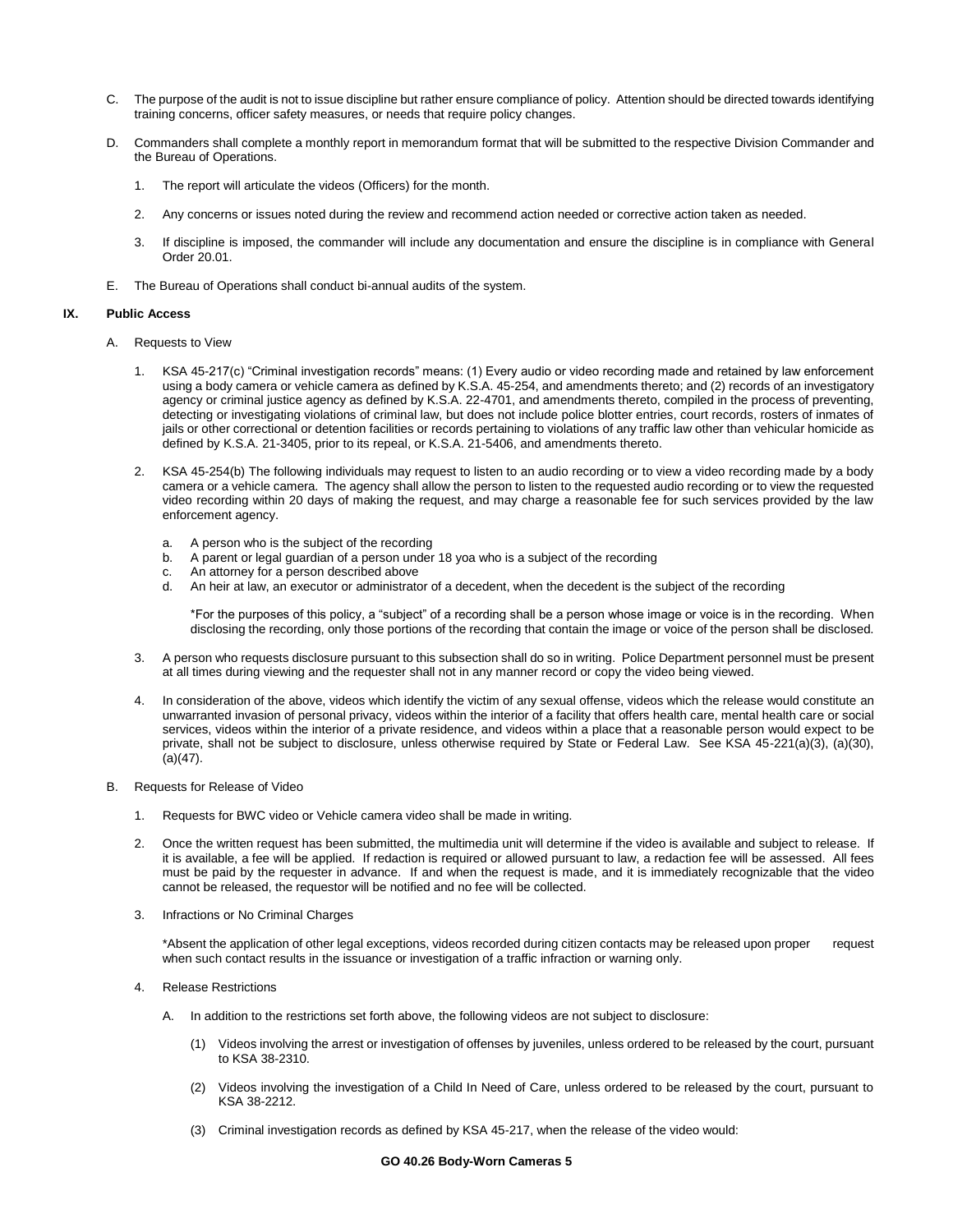C. The purpose of the audit is not to issue discipline but rather ensure compliance of policy. Attention should be directed towards identifying training concerns, officer safety measures, or needs that require policy changes.

D. Commanders shall complete a monthly report in memorandum format that will be submitted to the respective Division Commander and the Bureau of Operations.

1. The report will articulate the videos (Officers) for the month.

2. Any concerns or issues noted during the review and recommend action needed or corrective action taken as needed.

3. If discipline is imposed, the commander will include any documentation and ensure the discipline is in compliance with General Order 20.01.

E. The Bureau of Operations shall conduct bi-annual audits of the system.

## IX. Public Access

A. Requests to View

1. KSA 45-217(c) "Criminal investigation records" means: (1) Every audio or video recording made and retained by law enforcement using a body camera or vehicle camera as defined by K.S.A. 45-254, and amendments thereto; and (2) records of an investigatory agency or criminal justice agency as defined by K.S.A. 22-4701, and amendments thereto, compiled in the process of preventing, detecting or investigating violations of criminal law, but does not include police blotter entries, court records, rosters of inmates of jails or other correctional or detention facilities or records pertaining to violations of any traffic law other than vehicular homicide as defined by K.S.A. 21-3405, prior to its repeal, or K.S.A. 21-5406, and amendments thereto.

2. KSA 45-254(b) The following individuals may request to listen to an audio recording or to view a video recording made by a body camera or a vehicle camera. The agency shall allow the person to listen to the requested audio recording or to view the requested video recording within 20 days of making the request, and may charge a reasonable fee for such services provided by the law enforcement agency.

   a. A person who is the subject of the recording
   b. A parent or legal guardian of a person under 18 yoa who is a subject of the recording
   c. An attorney for a person described above
   d. An heir at law, an executor or administrator of a decedent, when the decedent is the subject of the recording

   *For the purposes of this policy, a "subject" of a recording shall be a person whose image or voice is in the recording. When disclosing the recording, only those portions of the recording that contain the image or voice of the person shall be disclosed.

3. A person who requests disclosure pursuant to this subsection shall do so in writing. Police Department personnel must be present at all times during viewing and the requester shall not in any manner record or copy the video being viewed.

4. In consideration of the above, videos which identify the victim of any sexual offense, videos which the release would constitute an unwarranted invasion of personal privacy, videos within the interior of a facility that offers health care, mental health care or social services, videos within the interior of a private residence, and videos within a place that a reasonable person would expect to be private, shall not be subject to disclosure, unless otherwise required by State or Federal Law. See KSA 45-221(a)(3), (a)(30), (a)(47).

B. Requests for Release of Video

1. Requests for BWC video or Vehicle camera video shall be made in writing.

2. Once the written request has been submitted, the multimedia unit will determine if the video is available and subject to release. If it is available, a fee will be applied. If redaction is required or allowed pursuant to law, a redaction fee will be assessed. All fees must be paid by the requester in advance. If and when the request is made, and it is immediately recognizable that the video cannot be released, the requestor will be notified and no fee will be collected.

3. Infractions or No Criminal Charges

   *Absent the application of other legal exceptions, videos recorded during citizen contacts may be released upon proper request when such contact results in the issuance or investigation of a traffic infraction or warning only.

4. Release Restrictions

   A. In addition to the restrictions set forth above, the following videos are not subject to disclosure:

      (1) Videos involving the arrest or investigation of offenses by juveniles, unless ordered to be released by the court, pursuant to KSA 38-2310.

      (2) Videos involving the investigation of a Child In Need of Care, unless ordered to be released by the court, pursuant to KSA 38-2212.

      (3) Criminal investigation records as defined by KSA 45-217, when the release of the video would: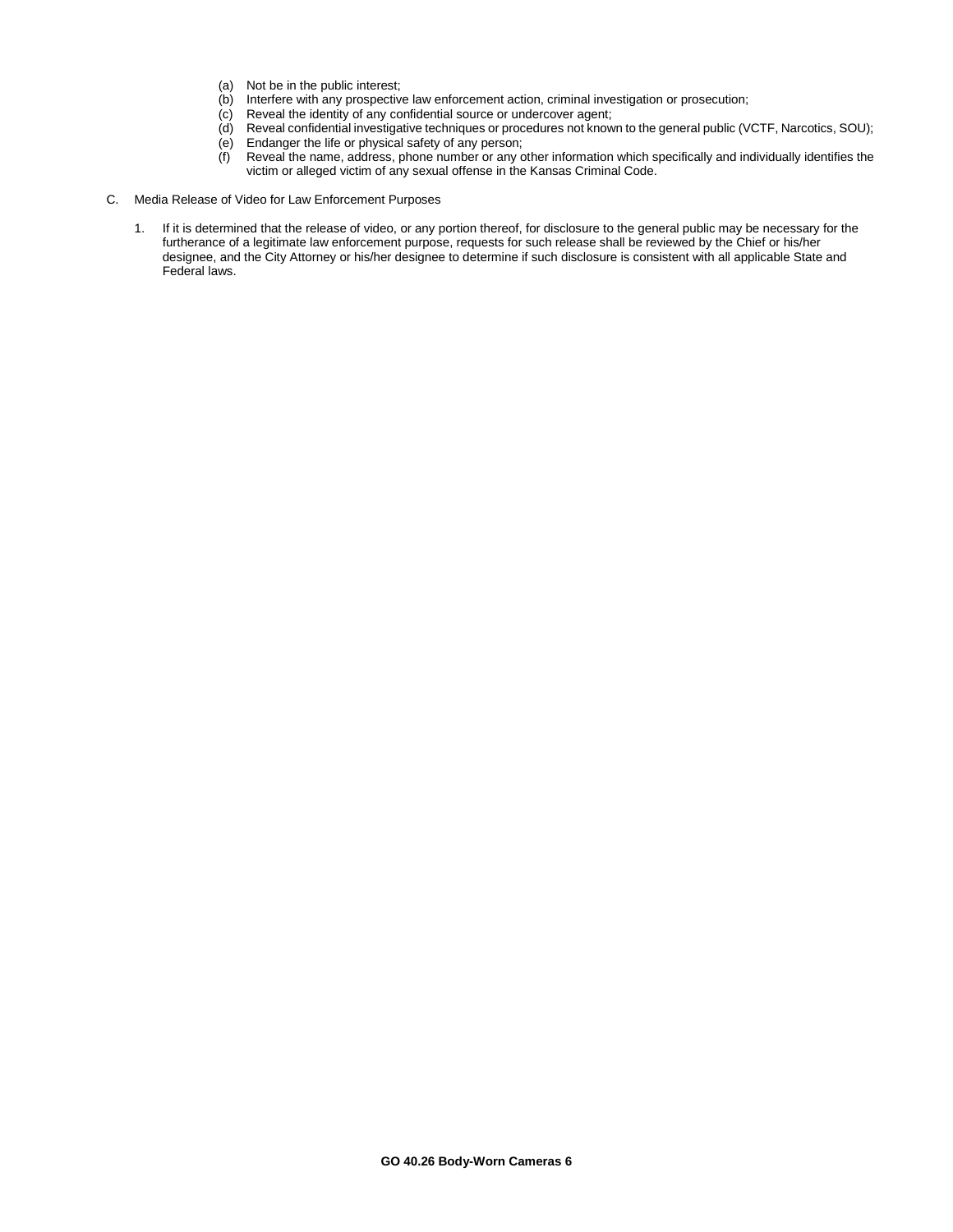(a) Not be in the public interest;
(b) Interfere with any prospective law enforcement action, criminal investigation or prosecution;
(c) Reveal the identity of any confidential source or undercover agent;
(d) Reveal confidential investigative techniques or procedures not known to the general public (VCTF, Narcotics, SOU);
(e) Endanger the life or physical safety of any person;
(f) Reveal the name, address, phone number or any other information which specifically and individually identifies the victim or alleged victim of any sexual offense in the Kansas Criminal Code.

C. Media Release of Video for Law Enforcement Purposes

1. If it is determined that the release of video, or any portion thereof, for disclosure to the general public may be necessary for the furtherance of a legitimate law enforcement purpose, requests for such release shall be reviewed by the Chief or his/her designee, and the City Attorney or his/her designee to determine if such disclosure is consistent with all applicable State and Federal laws.